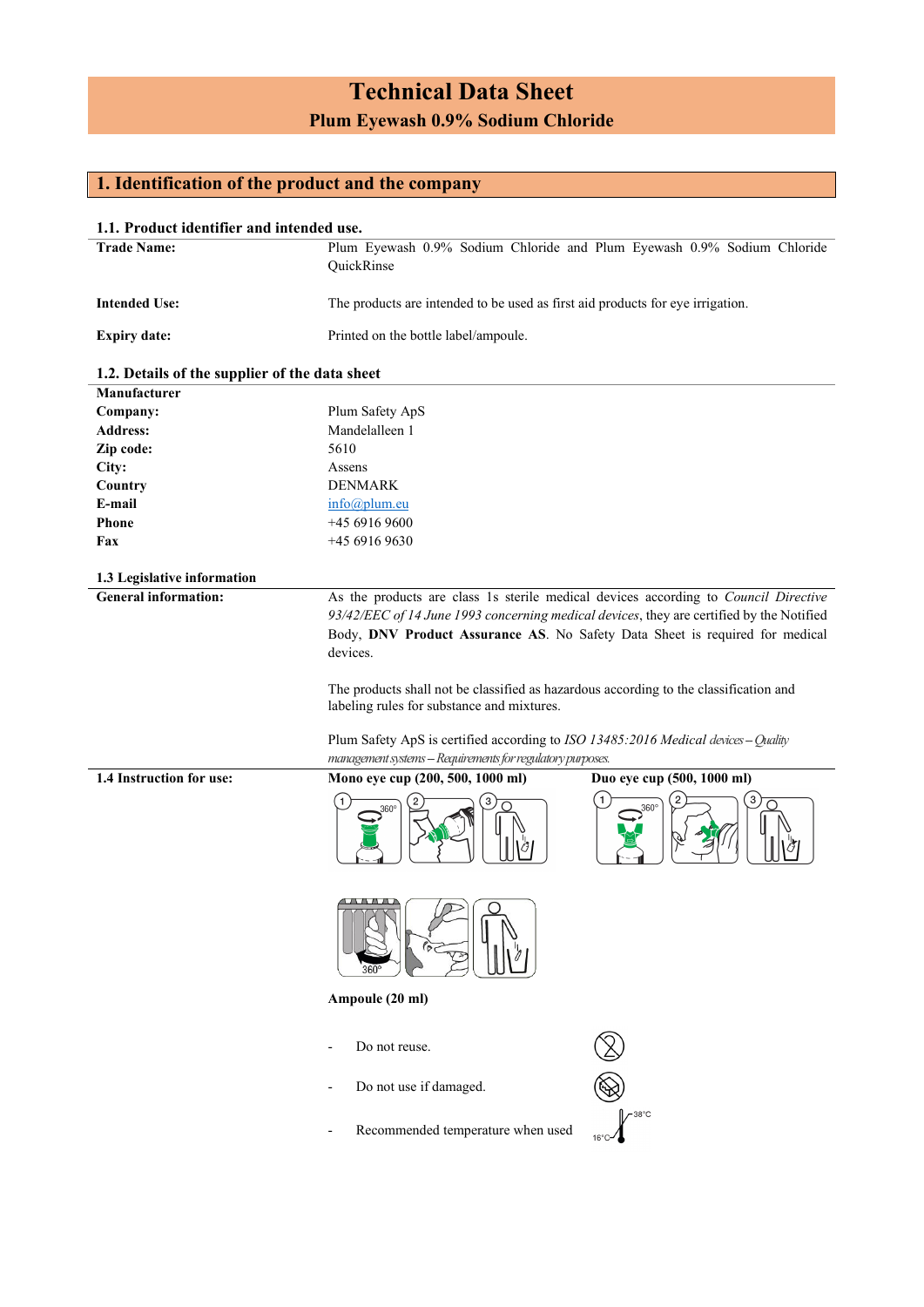# Technical Data Sheet

## Plum Eyewash 0.9% Sodium Chloride

## 1. Identification of the product and the company

### 1.1. Product identifier and intended use.

| | |
|---|---|
| **Trade Name:** | Plum Eyewash 0.9% Sodium Chloride and Plum Eyewash 0.9% Sodium Chloride QuickRinse |
| **Intended Use:** | The products are intended to be used as first aid products for eye irrigation. |
| **Expiry date:** | Printed on the bottle label/ampoule. |

### 1.2. Details of the supplier of the data sheet

| | |
|---|---|
| **Manufacturer** | |
| **Company:** | Plum Safety ApS |
| **Address:** | Mandelalleen 1 |
| **Zip code:** | 5610 |
| **City:** | Assens |
| **Country** | DENMARK |
| **E-mail** | info@plum.eu |
| **Phone** | +45 6916 9600 |
| **Fax** | +45 6916 9630 |

### 1.3 Legislative information

**General information:**

As the products are class 1s sterile medical devices according to *Council Directive 93/42/EEC of 14 June 1993 concerning medical devices*, they are certified by the Notified Body, **DNV Product Assurance AS**. No Safety Data Sheet is required for medical devices.

The products shall not be classified as hazardous according to the classification and labeling rules for substance and mixtures.

Plum Safety ApS is certified according to *ISO 13485:2016 Medical devices – Quality management systems – Requirements for regulatory purposes.*

### 1.4 Instruction for use:

**Mono eye cup (200, 500, 1000 ml)**

**Duo eye cup (500, 1000 ml)**

**Ampoule (20 ml)**

- Do not reuse.
- Do not use if damaged.
- Recommended temperature when used 16°C – 38°C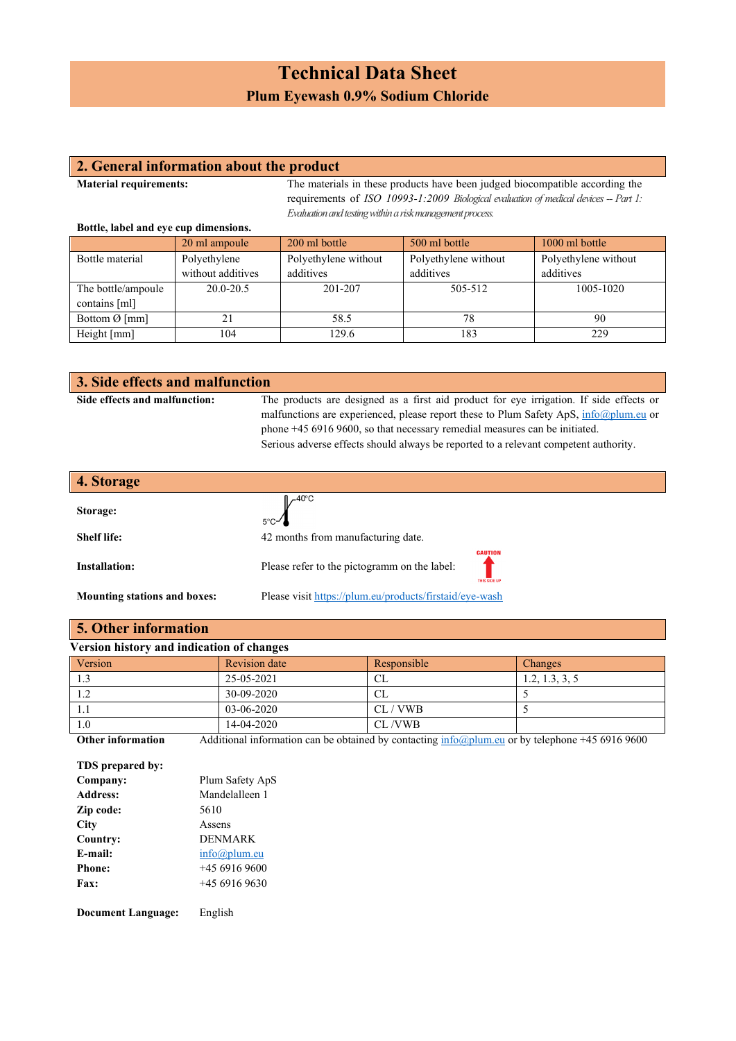# Technical Data Sheet

## Plum Eyewash 0.9% Sodium Chloride

## 2. General information about the product

**Material requirements:** The materials in these products have been judged biocompatible according the requirements of *ISO 10993-1:2009 Biological evaluation of medical devices – Part 1: Evaluation and testing within a risk management process.*

**Bottle, label and eye cup dimensions.**

| | 20 ml ampoule | 200 ml bottle | 500 ml bottle | 1000 ml bottle |
|---|---|---|---|---|
| Bottle material | Polyethylene without additives | Polyethylene without additives | Polyethylene without additives | Polyethylene without additives |
| The bottle/ampoule contains [ml] | 20.0-20.5 | 201-207 | 505-512 | 1005-1020 |
| Bottom Ø [mm] | 21 | 58.5 | 78 | 90 |
| Height [mm] | 104 | 129.6 | 183 | 229 |

## 3. Side effects and malfunction

**Side effects and malfunction:** The products are designed as a first aid product for eye irrigation. If side effects or malfunctions are experienced, please report these to Plum Safety ApS, info@plum.eu or phone +45 6916 9600, so that necessary remedial measures can be initiated.
Serious adverse effects should always be reported to a relevant competent authority.

## 4. Storage

**Storage:** 5°C – 40°C

**Shelf life:** 42 months from manufacturing date.

**Installation:** Please refer to the pictogramm on the label: CAUTION THIS SIDE UP

**Mounting stations and boxes:** Please visit https://plum.eu/products/firstaid/eye-wash

## 5. Other information

**Version history and indication of changes**

| Version | Revision date | Responsible | Changes |
|---|---|---|---|
| 1.3 | 25-05-2021 | CL | 1.2, 1.3, 3, 5 |
| 1.2 | 30-09-2020 | CL | 5 |
| 1.1 | 03-06-2020 | CL / VWB | 5 |
| 1.0 | 14-04-2020 | CL /VWB | |

**Other information** Additional information can be obtained by contacting info@plum.eu or by telephone +45 6916 9600

**TDS prepared by:**

**Company:** Plum Safety ApS
**Address:** Mandelalleen 1
**Zip code:** 5610
**City** Assens
**Country:** DENMARK
**E-mail:** info@plum.eu
**Phone:** +45 6916 9600
**Fax:** +45 6916 9630

**Document Language:** English